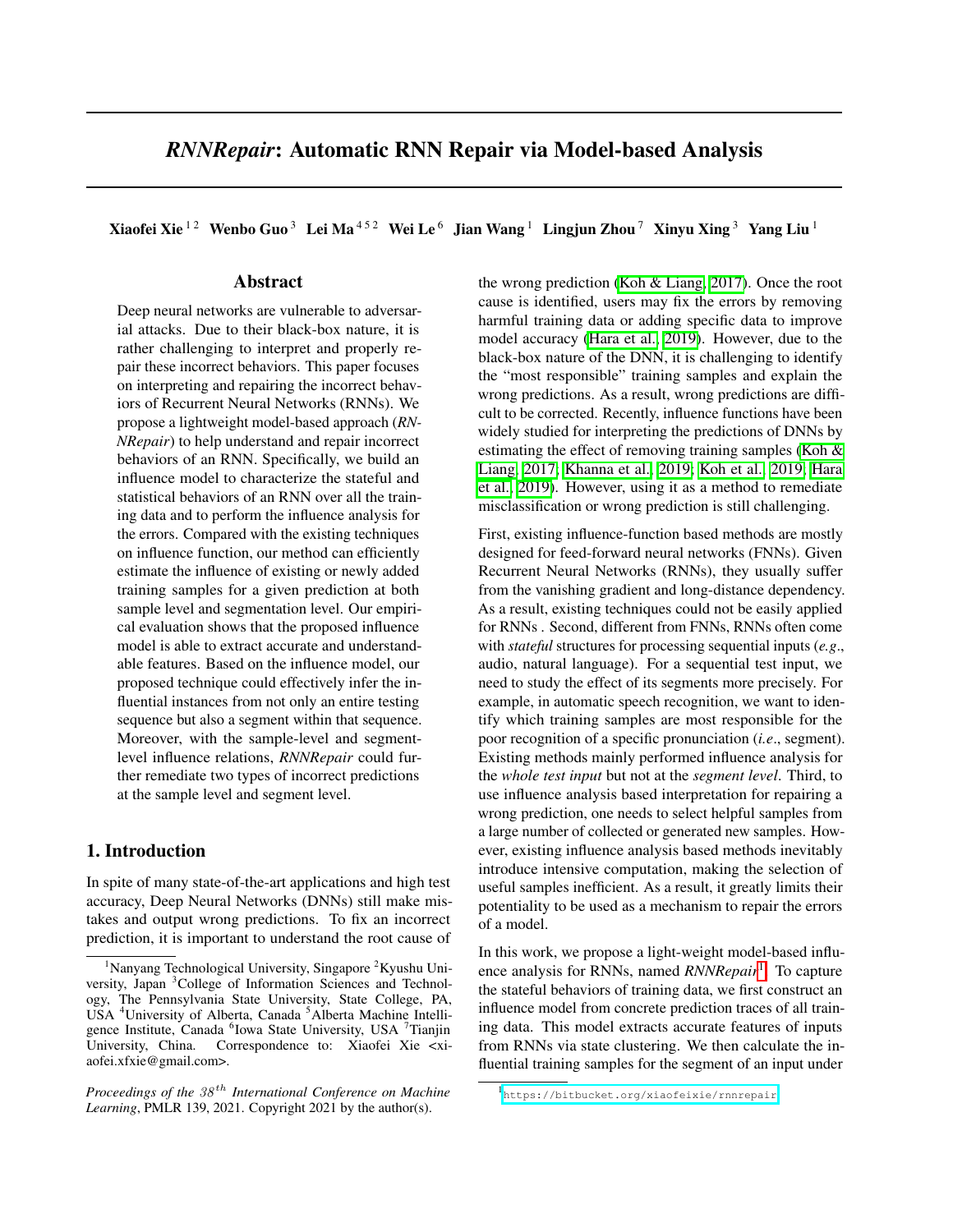# *RNNRepair*: Automatic RNN Repair via Model-based Analysis

**Xiaofei Xie** [1,2] **Wenbo Guo** [3] **Lei Ma** [4,5,2] **Wei Le** [6] **Jian Wang** [1] **Lingjun Zhou** [7] **Xinyu Xing** [3] **Yang Liu** [1]

## Abstract

Deep neural networks are vulnerable to adversarial attacks. Due to their black-box nature, it is rather challenging to interpret and properly repair these incorrect behaviors. This paper focuses on interpreting and repairing the incorrect behaviors of Recurrent Neural Networks (RNNs). We propose a lightweight model-based approach (*RNNRepair*) to help understand and repair incorrect behaviors of an RNN. Specifically, we build an influence model to characterize the stateful and statistical behaviors of an RNN over all the training data and to perform the influence analysis for the errors. Compared with the existing techniques on influence function, our method can efficiently estimate the influence of existing or newly added training samples for a given prediction at both sample level and segmentation level. Our empirical evaluation shows that the proposed influence model is able to extract accurate and understandable features. Based on the influence model, our proposed technique could effectively infer the influential instances from not only an entire testing sequence but also a segment within that sequence. Moreover, with the sample-level and segment-level influence relations, *RNNRepair* could further remediate two types of incorrect predictions at the sample level and segment level.

## 1. Introduction

In spite of many state-of-the-art applications and high test accuracy, Deep Neural Networks (DNNs) still make mistakes and output wrong predictions. To fix an incorrect prediction, it is important to understand the root cause of the wrong prediction (Koh & Liang, 2017). Once the root cause is identified, users may fix the errors by removing harmful training data or adding specific data to improve model accuracy (Hara et al., 2019). However, due to the black-box nature of the DNN, it is challenging to identify the "most responsible" training samples and explain the wrong predictions. As a result, wrong predictions are difficult to be corrected. Recently, influence functions have been widely studied for interpreting the predictions of DNNs by estimating the effect of removing training samples (Koh & Liang, 2017; Khanna et al., 2019; Koh et al., 2019; Hara et al., 2019). However, using it as a method to remediate misclassification or wrong prediction is still challenging.

First, existing influence-function based methods are mostly designed for feed-forward neural networks (FNNs). Given Recurrent Neural Networks (RNNs), they usually suffer from the vanishing gradient and long-distance dependency. As a result, existing techniques could not be easily applied for RNNs . Second, different from FNNs, RNNs often come with *stateful* structures for processing sequential inputs (*e.g*., audio, natural language). For a sequential test input, we need to study the effect of its segments more precisely. For example, in automatic speech recognition, we want to identify which training samples are most responsible for the poor recognition of a specific pronunciation (*i.e*., segment). Existing methods mainly performed influence analysis for the *whole test input* but not at the *segment level*. Third, to use influence analysis based interpretation for repairing a wrong prediction, one needs to select helpful samples from a large number of collected or generated new samples. However, existing influence analysis based methods inevitably introduce intensive computation, making the selection of useful samples inefficient. As a result, it greatly limits their potentiality to be used as a mechanism to repair the errors of a model.

In this work, we propose a light-weight model-based influence analysis for RNNs, named *RNNRepair*[1]. To capture the stateful behaviors of training data, we first construct an influence model from concrete prediction traces of all training data. This model extracts accurate features of inputs from RNNs via state clustering. We then calculate the influential training samples for the segment of an input under

---

[1]Nanyang Technological University, Singapore [2]Kyushu University, Japan [3]College of Information Sciences and Technology, The Pennsylvania State University, State College, PA, USA [4]University of Alberta, Canada [5]Alberta Machine Intelligence Institute, Canada [6]Iowa State University, USA [7]Tianjin University, China. Correspondence to: Xiaofei Xie <xiaofei.xfxie@gmail.com>.

*Proceedings of the 38th International Conference on Machine Learning*, PMLR 139, 2021. Copyright 2021 by the author(s).

[1]https://bitbucket.org/xiaofeixie/rnnrepair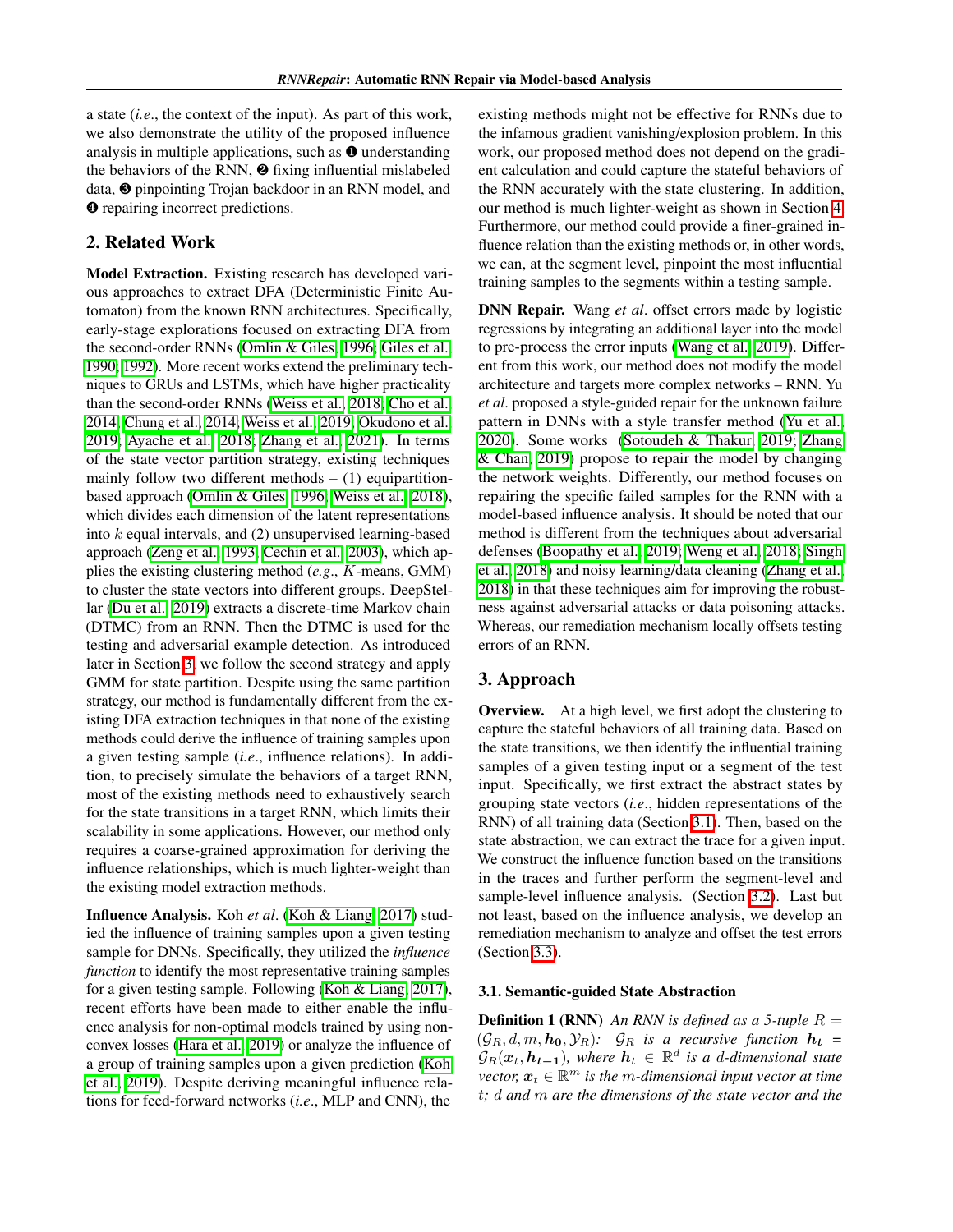a state (*i.e.*, the context of the input). As part of this work, we also demonstrate the utility of the proposed influence analysis in multiple applications, such as ❶ understanding the behaviors of the RNN, ❷ fixing influential mislabeled data, ❸ pinpointing Trojan backdoor in an RNN model, and ❹ repairing incorrect predictions.

## 2. Related Work

**Model Extraction.** Existing research has developed various approaches to extract DFA (Deterministic Finite Automaton) from the known RNN architectures. Specifically, early-stage explorations focused on extracting DFA from the second-order RNNs (Omlin & Giles, 1996; Giles et al., 1990; 1992). More recent works extend the preliminary techniques to GRUs and LSTMs, which have higher practicality than the second-order RNNs (Weiss et al., 2018; Cho et al., 2014; Chung et al., 2014; Weiss et al., 2019; Okudono et al., 2019; Ayache et al., 2018; Zhang et al., 2021). In terms of the state vector partition strategy, existing techniques mainly follow two different methods – (1) equipartition-based approach (Omlin & Giles, 1996; Weiss et al., 2018), which divides each dimension of the latent representations into $k$ equal intervals, and (2) unsupervised learning-based approach (Zeng et al., 1993; Cechin et al., 2003), which applies the existing clustering method (*e.g.*, $K$-means, GMM) to cluster the state vectors into different groups. DeepStellar (Du et al., 2019) extracts a discrete-time Markov chain (DTMC) from an RNN. Then the DTMC is used for the testing and adversarial example detection. As introduced later in Section 3, we follow the second strategy and apply GMM for state partition. Despite using the same partition strategy, our method is fundamentally different from the existing DFA extraction techniques in that none of the existing methods could derive the influence of training samples upon a given testing sample (*i.e.*, influence relations). In addition, to precisely simulate the behaviors of a target RNN, most of the existing methods need to exhaustively search for the state transitions in a target RNN, which limits their scalability in some applications. However, our method only requires a coarse-grained approximation for deriving the influence relationships, which is much lighter-weight than the existing model extraction methods.

**Influence Analysis.** Koh *et al*. (Koh & Liang, 2017) studied the influence of training samples upon a given testing sample for DNNs. Specifically, they utilized the *influence function* to identify the most representative training samples for a given testing sample. Following (Koh & Liang, 2017), recent efforts have been made to either enable the influence analysis for non-optimal models trained by using non-convex losses (Hara et al., 2019) or analyze the influence of a group of training samples upon a given prediction (Koh et al., 2019). Despite deriving meaningful influence relations for feed-forward networks (*i.e.*, MLP and CNN), the existing methods might not be effective for RNNs due to the infamous gradient vanishing/explosion problem. In this work, our proposed method does not depend on the gradient calculation and could capture the stateful behaviors of the RNN accurately with the state clustering. In addition, our method is much lighter-weight as shown in Section 4. Furthermore, our method could provide a finer-grained influence relation than the existing methods or, in other words, we can, at the segment level, pinpoint the most influential training samples to the segments within a testing sample.

**DNN Repair.** Wang *et al*. offset errors made by logistic regressions by integrating an additional layer into the model to pre-process the error inputs (Wang et al., 2019). Different from this work, our method does not modify the model architecture and targets more complex networks – RNN. Yu *et al*. proposed a style-guided repair for the unknown failure pattern in DNNs with a style transfer method (Yu et al., 2020). Some works (Sotoudeh & Thakur, 2019; Zhang & Chan, 2019) propose to repair the model by changing the network weights. Differently, our method focuses on repairing the specific failed samples for the RNN with a model-based influence analysis. It should be noted that our method is different from the techniques about adversarial defenses (Boopathy et al., 2019; Weng et al., 2018; Singh et al., 2018) and noisy learning/data cleaning (Zhang et al., 2018) in that these techniques aim for improving the robustness against adversarial attacks or data poisoning attacks. Whereas, our remediation mechanism locally offsets testing errors of an RNN.

## 3. Approach

**Overview.** At a high level, we first adopt the clustering to capture the stateful behaviors of all training data. Based on the state transitions, we then identify the influential training samples of a given testing input or a segment of the test input. Specifically, we first extract the abstract states by grouping state vectors (*i.e.*, hidden representations of the RNN) of all training data (Section 3.1). Then, based on the state abstraction, we can extract the trace for a given input. We construct the influence function based on the transitions in the traces and further perform the segment-level and sample-level influence analysis. (Section 3.2). Last but not least, based on the influence analysis, we develop an remediation mechanism to analyze and offset the test errors (Section 3.3).

### 3.1. Semantic-guided State Abstraction

**Definition 1 (RNN)** *An RNN is defined as a 5-tuple* $R = (\mathcal{G}_R, d, m, \boldsymbol{h_0}, \mathcal{Y}_R)$*:* $\mathcal{G}_R$ *is a recursive function* $\boldsymbol{h_t} = \mathcal{G}_R(\boldsymbol{x}_t, \boldsymbol{h_{t-1}})$*, where* $\boldsymbol{h}_t \in \mathbb{R}^d$ *is a* $d$*-dimensional state vector,* $\boldsymbol{x}_t \in \mathbb{R}^m$ *is the* $m$*-dimensional input vector at time* $t$*;* $d$ *and* $m$ *are the dimensions of the state vector and the*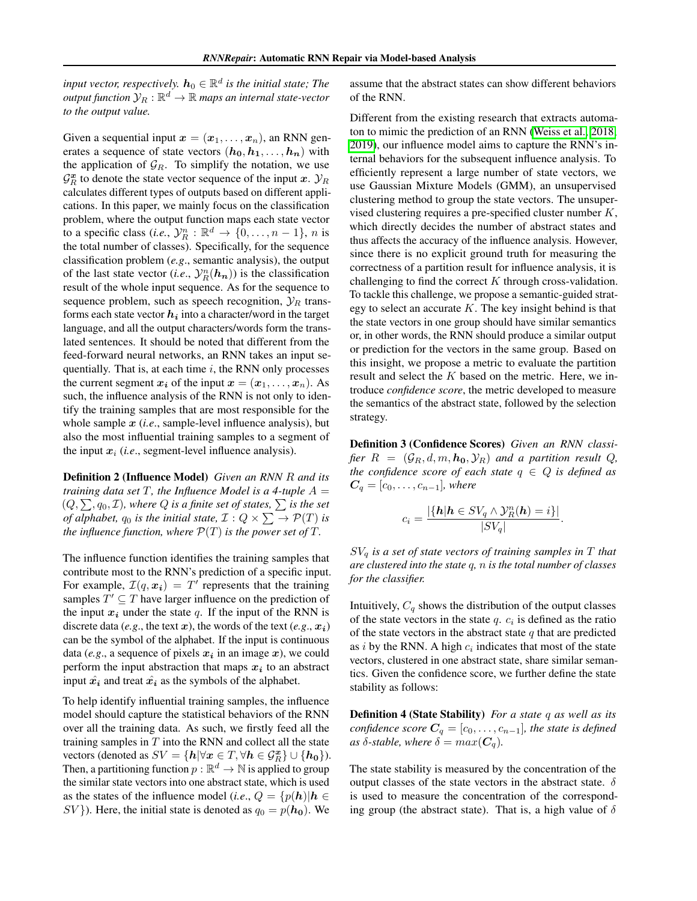*input vector, respectively. $\boldsymbol{h}_0 \in \mathbb{R}^d$ is the initial state; The output function $\mathcal{Y}_R : \mathbb{R}^d \to \mathbb{R}$ maps an internal state-vector to the output value.*

Given a sequential input $\boldsymbol{x} = (\boldsymbol{x}_1, \dots, \boldsymbol{x}_n)$, an RNN generates a sequence of state vectors $(\boldsymbol{h_0}, \boldsymbol{h_1}, \dots, \boldsymbol{h_n})$ with the application of $\mathcal{G}_R$. To simplify the notation, we use $\mathcal{G}_R^{\boldsymbol{x}}$ to denote the state vector sequence of the input $\boldsymbol{x}$. $\mathcal{Y}_R$ calculates different types of outputs based on different applications. In this paper, we mainly focus on the classification problem, where the output function maps each state vector to a specific class (*i.e.*, $\mathcal{Y}_R^n : \mathbb{R}^d \to \{0, \dots, n-1\}$, $n$ is the total number of classes). Specifically, for the sequence classification problem (*e.g.*, semantic analysis), the output of the last state vector (*i.e.*, $\mathcal{Y}_R^n(\boldsymbol{h_n})$) is the classification result of the whole input sequence. As for the sequence to sequence problem, such as speech recognition, $\mathcal{Y}_R$ transforms each state vector $\boldsymbol{h_i}$ into a character/word in the target language, and all the output characters/words form the translated sentences. It should be noted that different from the feed-forward neural networks, an RNN takes an input sequentially. That is, at each time $i$, the RNN only processes the current segment $\boldsymbol{x_i}$ of the input $\boldsymbol{x} = (\boldsymbol{x}_1, \dots, \boldsymbol{x}_n)$. As such, the influence analysis of the RNN is not only to identify the training samples that are most responsible for the whole sample $\boldsymbol{x}$ (*i.e.*, sample-level influence analysis), but also the most influential training samples to a segment of the input $\boldsymbol{x}_i$ (*i.e.*, segment-level influence analysis).

**Definition 2 (Influence Model)** *Given an RNN $R$ and its training data set $T$, the Influence Model is a 4-tuple $A = (Q, \sum, q_0, \mathcal{I})$, where $Q$ is a finite set of states, $\sum$ is the set of alphabet, $q_0$ is the initial state, $\mathcal{I} : Q \times \sum \to \mathcal{P}(T)$ is the influence function, where $\mathcal{P}(T)$ is the power set of $T$.*

The influence function identifies the training samples that contribute most to the RNN's prediction of a specific input. For example, $\mathcal{I}(q, \boldsymbol{x_i}) = T'$ represents that the training samples $T' \subseteq T$ have larger influence on the prediction of the input $\boldsymbol{x_i}$ under the state $q$. If the input of the RNN is discrete data (*e.g.*, the text $\boldsymbol{x}$), the words of the text (*e.g.*, $\boldsymbol{x_i}$) can be the symbol of the alphabet. If the input is continuous data (*e.g.*, a sequence of pixels $\boldsymbol{x_i}$ in an image $\boldsymbol{x}$), we could perform the input abstraction that maps $\boldsymbol{x_i}$ to an abstract input $\hat{\boldsymbol{x_i}}$ and treat $\hat{\boldsymbol{x_i}}$ as the symbols of the alphabet.

To help identify influential training samples, the influence model should capture the statistical behaviors of the RNN over all the training data. As such, we firstly feed all the training samples in $T$ into the RNN and collect all the state vectors (denoted as $SV = \{\boldsymbol{h} | \forall \boldsymbol{x} \in T, \forall \boldsymbol{h} \in \mathcal{G}_R^{\boldsymbol{x}}\} \cup \{\boldsymbol{h_0}\}$). Then, a partitioning function $p : \mathbb{R}^d \to \mathbb{N}$ is applied to group the similar state vectors into one abstract state, which is used as the states of the influence model (*i.e.*, $Q = \{p(\boldsymbol{h}) | \boldsymbol{h} \in SV\}$). Here, the initial state is denoted as $q_0 = p(\boldsymbol{h_0})$. We assume that the abstract states can show different behaviors of the RNN.

Different from the existing research that extracts automaton to mimic the prediction of an RNN (Weiss et al., 2018; 2019), our influence model aims to capture the RNN's internal behaviors for the subsequent influence analysis. To efficiently represent a large number of state vectors, we use Gaussian Mixture Models (GMM), an unsupervised clustering method to group the state vectors. The unsupervised clustering requires a pre-specified cluster number $K$, which directly decides the number of abstract states and thus affects the accuracy of the influence analysis. However, since there is no explicit ground truth for measuring the correctness of a partition result for influence analysis, it is challenging to find the correct $K$ through cross-validation. To tackle this challenge, we propose a semantic-guided strategy to select an accurate $K$. The key insight behind is that the state vectors in one group should have similar semantics or, in other words, the RNN should produce a similar output or prediction for the vectors in the same group. Based on this insight, we propose a metric to evaluate the partition result and select the $K$ based on the metric. Here, we introduce *confidence score*, the metric developed to measure the semantics of the abstract state, followed by the selection strategy.

**Definition 3 (Confidence Scores)** *Given an RNN classifier $R = (\mathcal{G}_R, d, m, \boldsymbol{h_0}, \mathcal{Y}_R)$ and a partition result $Q$, the confidence score of each state $q \in Q$ is defined as $\boldsymbol{C}_q = [c_0, \dots, c_{n-1}]$, where*

$$c_i = \frac{|\{\boldsymbol{h} | \boldsymbol{h} \in SV_q \wedge \mathcal{Y}_R^n(\boldsymbol{h}) = i\}|}{|SV_q|}.$$

*$SV_q$ is a set of state vectors of training samples in $T$ that are clustered into the state $q$, $n$ is the total number of classes for the classifier.*

Intuitively, $C_q$ shows the distribution of the output classes of the state vectors in the state $q$. $c_i$ is defined as the ratio of the state vectors in the abstract state $q$ that are predicted as $i$ by the RNN. A high $c_i$ indicates that most of the state vectors, clustered in one abstract state, share similar semantics. Given the confidence score, we further define the state stability as follows:

**Definition 4 (State Stability)** *For a state $q$ as well as its confidence score $\boldsymbol{C}_q = [c_0, \dots, c_{n-1}]$, the state is defined as $\delta$-stable, where $\delta = max(\boldsymbol{C}_q)$.*

The state stability is measured by the concentration of the output classes of the state vectors in the abstract state. $\delta$ is used to measure the concentration of the corresponding group (the abstract state). That is, a high value of $\delta$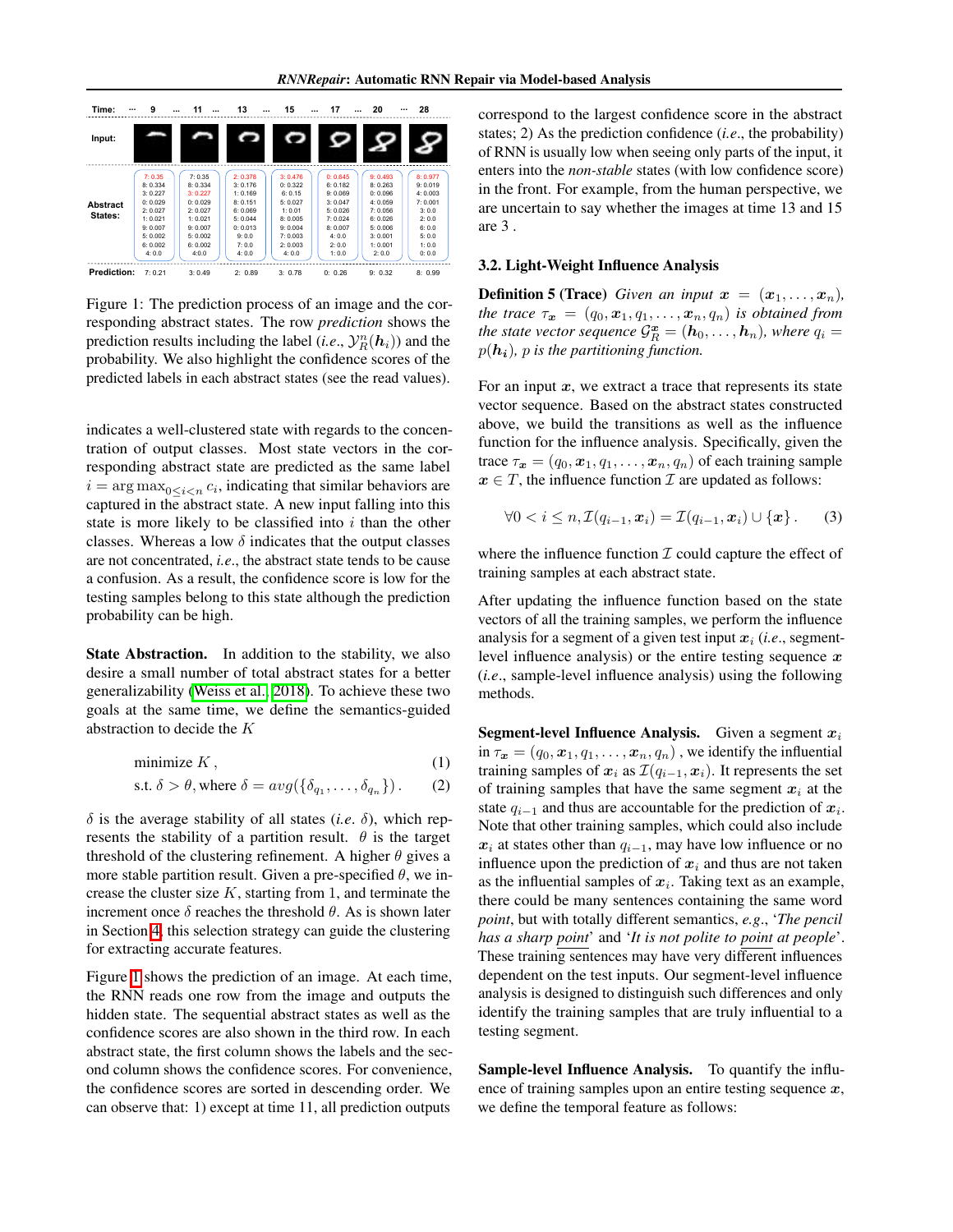| Time: | 9 | 11 | 13 | 15 | 17 | 20 | 28 |
|---|---|---|---|---|---|---|---|
| Abstract States: | 7: 0.35<br>8: 0.334<br>3: 0.227<br>0: 0.029<br>2: 0.027<br>1: 0.021<br>9: 0.007<br>5: 0.002<br>6: 0.002<br>4: 0.0 | 7: 0.35<br>8: 0.334<br>3: 0.227<br>0: 0.029<br>2: 0.027<br>1: 0.021<br>9: 0.007<br>5: 0.002<br>6: 0.002<br>4: 0.0 | 2: 0.378<br>3: 0.176<br>1: 0.169<br>8: 0.151<br>6: 0.069<br>5: 0.044<br>0: 0.013<br>9: 0.0<br>7: 0.0<br>4: 0.0 | 3: 0.476<br>0: 0.322<br>6: 0.15<br>5: 0.027<br>1: 0.01<br>8: 0.005<br>9: 0.004<br>7: 0.003<br>2: 0.003<br>4: 0.0 | 0: 0.645<br>6: 0.182<br>9: 0.069<br>3: 0.047<br>5: 0.026<br>7: 0.024<br>8: 0.007<br>4: 0.0<br>2: 0.0<br>1: 0.0 | 9: 0.493<br>8: 0.263<br>0: 0.096<br>4: 0.059<br>7: 0.056<br>6: 0.026<br>5: 0.006<br>3: 0.001<br>1: 0.001<br>2: 0.0 | 8: 0.977<br>9: 0.019<br>4: 0.003<br>7: 0.001<br>3: 0.0<br>2: 0.0<br>6: 0.0<br>5: 0.0<br>1: 0.0<br>0: 0.0 |
| Prediction: | 7: 0.21 | 3: 0.49 | 2: 0.89 | 3: 0.78 | 0: 0.26 | 9: 0.32 | 8: 0.99 |

Figure 1: The prediction process of an image and the corresponding abstract states. The row *prediction* shows the prediction results including the label (*i.e.*, $\mathcal{Y}_R^n(\boldsymbol{h}_i)$) and the probability. We also highlight the confidence scores of the predicted labels in each abstract states (see the read values).

indicates a well-clustered state with regards to the concentration of output classes. Most state vectors in the corresponding abstract state are predicted as the same label $i = \arg\max_{0 \leq i < n} c_i$, indicating that similar behaviors are captured in the abstract state. A new input falling into this state is more likely to be classified into $i$ than the other classes. Whereas a low $\delta$ indicates that the output classes are not concentrated, *i.e.*, the abstract state tends to be cause a confusion. As a result, the confidence score is low for the testing samples belong to this state although the prediction probability can be high.

**State Abstraction.** In addition to the stability, we also desire a small number of total abstract states for a better generalizability (Weiss et al., 2018). To achieve these two goals at the same time, we define the semantics-guided abstraction to decide the $K$

$$\text{minimize } K\,, \tag{1}$$

$$\text{s.t. } \delta > \theta, \text{where } \delta = avg(\{\delta_{q_1}, \ldots, \delta_{q_n}\})\,. \tag{2}$$

$\delta$ is the average stability of all states (*i.e.* $\delta$), which represents the stability of a partition result. $\theta$ is the target threshold of the clustering refinement. A higher $\theta$ gives a more stable partition result. Given a pre-specified $\theta$, we increase the cluster size $K$, starting from 1, and terminate the increment once $\delta$ reaches the threshold $\theta$. As is shown later in Section 4, this selection strategy can guide the clustering for extracting accurate features.

Figure 1 shows the prediction of an image. At each time, the RNN reads one row from the image and outputs the hidden state. The sequential abstract states as well as the confidence scores are also shown in the third row. In each abstract state, the first column shows the labels and the second column shows the confidence scores. For convenience, the confidence scores are sorted in descending order. We can observe that: 1) except at time 11, all prediction outputs correspond to the largest confidence score in the abstract states; 2) As the prediction confidence (*i.e.*, the probability) of RNN is usually low when seeing only parts of the input, it enters into the *non-stable* states (with low confidence score) in the front. For example, from the human perspective, we are uncertain to say whether the images at time 13 and 15 are 3 .

### 3.2. Light-Weight Influence Analysis

**Definition 5 (Trace)** *Given an input* $\boldsymbol{x} = (\boldsymbol{x}_1, \ldots, \boldsymbol{x}_n)$, *the trace* $\tau_{\boldsymbol{x}} = (q_0, \boldsymbol{x}_1, q_1, \ldots, \boldsymbol{x}_n, q_n)$ *is obtained from the state vector sequence* $\mathcal{G}_R^{\boldsymbol{x}} = (\boldsymbol{h}_0, \ldots, \boldsymbol{h}_n)$, *where* $q_i = p(\boldsymbol{h}_i)$, *p is the partitioning function.*

For an input $\boldsymbol{x}$, we extract a trace that represents its state vector sequence. Based on the abstract states constructed above, we build the transitions as well as the influence function for the influence analysis. Specifically, given the trace $\tau_{\boldsymbol{x}} = (q_0, \boldsymbol{x}_1, q_1, \ldots, \boldsymbol{x}_n, q_n)$ of each training sample $\boldsymbol{x} \in T$, the influence function $\mathcal{I}$ are updated as follows:

$$\forall 0 < i \leq n, \mathcal{I}(q_{i-1}, \boldsymbol{x}_i) = \mathcal{I}(q_{i-1}, \boldsymbol{x}_i) \cup \{\boldsymbol{x}\}\,. \tag{3}$$

where the influence function $\mathcal{I}$ could capture the effect of training samples at each abstract state.

After updating the influence function based on the state vectors of all the training samples, we perform the influence analysis for a segment of a given test input $\boldsymbol{x}_i$ (*i.e.*, segment-level influence analysis) or the entire testing sequence $\boldsymbol{x}$ (*i.e.*, sample-level influence analysis) using the following methods.

**Segment-level Influence Analysis.** Given a segment $\boldsymbol{x}_i$ in $\tau_{\boldsymbol{x}} = (q_0, \boldsymbol{x}_1, q_1, \ldots, \boldsymbol{x}_n, q_n)$ , we identify the influential training samples of $\boldsymbol{x}_i$ as $\mathcal{I}(q_{i-1}, \boldsymbol{x}_i)$. It represents the set of training samples that have the same segment $\boldsymbol{x}_i$ at the state $q_{i-1}$ and thus are accountable for the prediction of $\boldsymbol{x}_i$. Note that other training samples, which could also include $\boldsymbol{x}_i$ at states other than $q_{i-1}$, may have low influence or no influence upon the prediction of $\boldsymbol{x}_i$ and thus are not taken as the influential samples of $\boldsymbol{x}_i$. Taking text as an example, there could be many sentences containing the same word *point*, but with totally different semantics, *e.g.*, '*The pencil has a sharp point*' and '*It is not polite to point at people*'. These training sentences may have very different influences dependent on the test inputs. Our segment-level influence analysis is designed to distinguish such differences and only identify the training samples that are truly influential to a testing segment.

**Sample-level Influence Analysis.** To quantify the influence of training samples upon an entire testing sequence $\boldsymbol{x}$, we define the temporal feature as follows: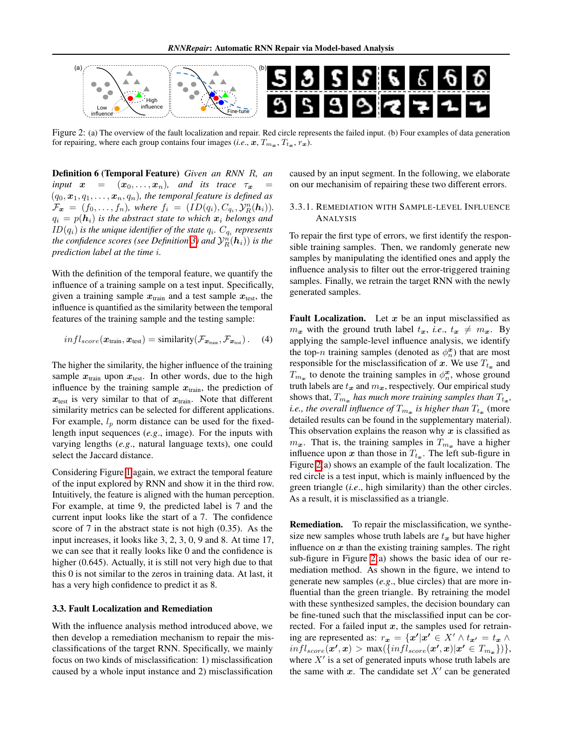Figure 2: (a) The overview of the fault localization and repair. Red circle represents the failed input. (b) Four examples of data generation for repairing, where each group contains four images (*i.e.*, $\boldsymbol{x}$, $T_{m_{\boldsymbol{x}}}$, $T_{t_{\boldsymbol{x}}}$, $r_{\boldsymbol{x}}$).

**Definition 6 (Temporal Feature)** *Given an RNN $R$, an input $\boldsymbol{x} = (\boldsymbol{x}_0, \ldots, \boldsymbol{x}_n)$, and its trace $\tau_{\boldsymbol{x}} = (q_0, \boldsymbol{x}_1, q_1, \ldots, \boldsymbol{x}_n, q_n)$, the temporal feature is defined as $\mathcal{F}_{\boldsymbol{x}} = (f_0, \ldots, f_n)$, where $f_i = (ID(q_i), C_{q_i}, \mathcal{Y}_R^n(\boldsymbol{h}_i))$. $q_i = p(\boldsymbol{h}_i)$ is the abstract state to which $\boldsymbol{x}_i$ belongs and $ID(q_i)$ is the unique identifier of the state $q_i$. $C_{q_i}$ represents the confidence scores (see Definition 3) and $\mathcal{Y}_R^n(\boldsymbol{h}_i))$ is the prediction label at the time $i$.*

With the definition of the temporal feature, we quantify the influence of a training sample on a test input. Specifically, given a training sample $\boldsymbol{x}_{\text{train}}$ and a test sample $\boldsymbol{x}_{\text{test}}$, the influence is quantified as the similarity between the temporal features of the training sample and the testing sample:

$$infl_{score}(\boldsymbol{x}_{\text{train}}, \boldsymbol{x}_{\text{test}}) = \text{similarity}(\mathcal{F}_{\boldsymbol{x}_{\text{train}}}, \mathcal{F}_{\boldsymbol{x}_{\text{test}}}) . \quad (4)$$

The higher the similarity, the higher influence of the training sample $\boldsymbol{x}_{\text{train}}$ upon $\boldsymbol{x}_{\text{test}}$. In other words, due to the high influence by the training sample $\boldsymbol{x}_{\text{train}}$, the prediction of $\boldsymbol{x}_{\text{test}}$ is very similar to that of $\boldsymbol{x}_{\text{train}}$. Note that different similarity metrics can be selected for different applications. For example, $l_p$ norm distance can be used for the fixed-length input sequences (*e.g.*, image). For the inputs with varying lengths (*e.g.*, natural language texts), one could select the Jaccard distance.

Considering Figure 1 again, we extract the temporal feature of the input explored by RNN and show it in the third row. Intuitively, the feature is aligned with the human perception. For example, at time 9, the predicted label is 7 and the current input looks like the start of a 7. The confidence score of 7 in the abstract state is not high (0.35). As the input increases, it looks like 3, 2, 3, 0, 9 and 8. At time 17, we can see that it really looks like 0 and the confidence is higher (0.645). Actually, it is still not very high due to that this 0 is not similar to the zeros in training data. At last, it has a very high confidence to predict it as 8.

### 3.3. Fault Localization and Remediation

With the influence analysis method introduced above, we then develop a remediation mechanism to repair the misclassifications of the target RNN. Specifically, we mainly focus on two kinds of misclassification: 1) misclassification caused by a whole input instance and 2) misclassification caused by an input segment. In the following, we elaborate on our mechanisim of repairing these two different errors.

#### 3.3.1. Remediation with Sample-level Influence Analysis

To repair the first type of errors, we first identify the responsible training samples. Then, we randomly generate new samples by manipulating the identified ones and apply the influence analysis to filter out the error-triggered training samples. Finally, we retrain the target RNN with the newly generated samples.

**Fault Localization.** Let $\boldsymbol{x}$ be an input misclassified as $m_{\boldsymbol{x}}$ with the ground truth label $t_{\boldsymbol{x}}$, *i.e.*, $t_{\boldsymbol{x}} \neq m_{\boldsymbol{x}}$. By applying the sample-level influence analysis, we identify the top-$n$ training samples (denoted as $\phi_n^{\boldsymbol{x}}$) that are most responsible for the misclassification of $\boldsymbol{x}$. We use $T_{t_{\boldsymbol{x}}}$ and $T_{m_{\boldsymbol{x}}}$ to denote the training samples in $\phi_n^{\boldsymbol{x}}$, whose ground truth labels are $t_{\boldsymbol{x}}$ and $m_{\boldsymbol{x}}$, respectively. Our empirical study shows that, *$T_{m_{\boldsymbol{x}}}$ has much more training samples than $T_{t_{\boldsymbol{x}}}$, i.e., the overall influence of $T_{m_{\boldsymbol{x}}}$ is higher than $T_{t_{\boldsymbol{x}}}$* (more detailed results can be found in the supplementary material). This observation explains the reason why $\boldsymbol{x}$ is classified as $m_{\boldsymbol{x}}$. That is, the training samples in $T_{m_{\boldsymbol{x}}}$ have a higher influence upon $\boldsymbol{x}$ than those in $T_{t_{\boldsymbol{x}}}$. The left sub-figure in Figure 2(a) shows an example of the fault localization. The red circle is a test input, which is mainly influenced by the green triangle (*i.e.*, high similarity) than the other circles. As a result, it is misclassified as a triangle.

**Remediation.** To repair the misclassification, we synthesize new samples whose truth labels are $t_{\boldsymbol{x}}$ but have higher influence on $\boldsymbol{x}$ than the existing training samples. The right sub-figure in Figure 2(a) shows the basic idea of our remediation method. As shown in the figure, we intend to generate new samples (*e.g.*, blue circles) that are more influential than the green triangle. By retraining the model with these synthesized samples, the decision boundary can be fine-tuned such that the misclassified input can be corrected. For a failed input $\boldsymbol{x}$, the samples used for retraining are represented as: $r_{\boldsymbol{x}} = \{\boldsymbol{x'} | \boldsymbol{x'} \in X' \wedge t_{\boldsymbol{x'}} = t_{\boldsymbol{x}} \wedge infl_{score}(\boldsymbol{x'}, \boldsymbol{x}) > \max(\{infl_{score}(\boldsymbol{x'}, \boldsymbol{x}) | \boldsymbol{x'} \in T_{m_{\boldsymbol{x}}}\})\}$, where $X'$ is a set of generated inputs whose truth labels are the same with $\boldsymbol{x}$. The candidate set $X'$ can be generated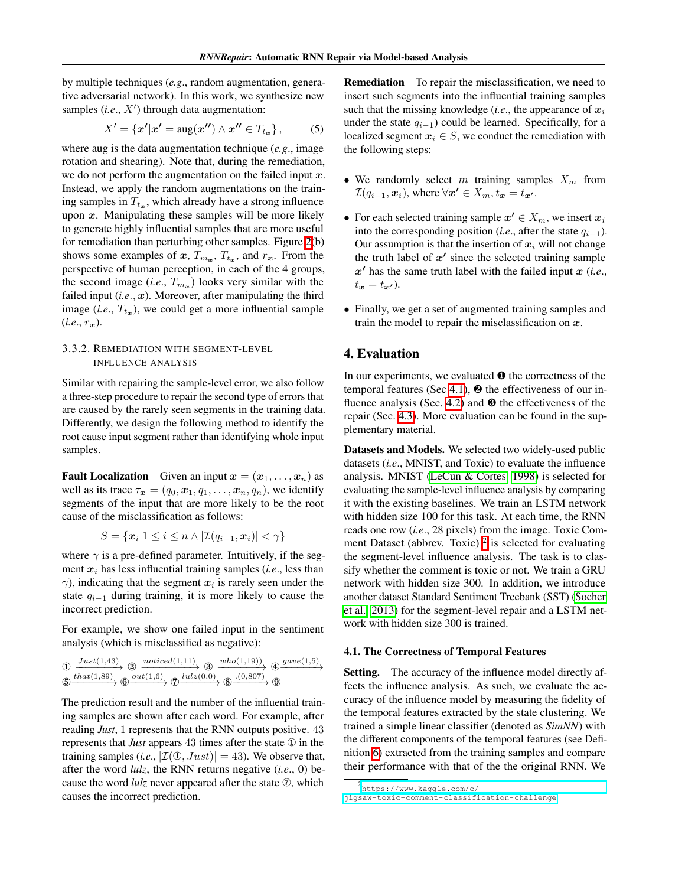by multiple techniques (*e.g.*, random augmentation, generative adversarial network). In this work, we synthesize new samples (*i.e.*, $X'$) through data augmentation:

$$X' = \{\boldsymbol{x}' | \boldsymbol{x}' = \text{aug}(\boldsymbol{x}'') \wedge \boldsymbol{x}'' \in T_{t_{\boldsymbol{x}}}\}, \qquad (5)$$

where aug is the data augmentation technique (*e.g.*, image rotation and shearing). Note that, during the remediation, we do not perform the augmentation on the failed input $\boldsymbol{x}$. Instead, we apply the random augmentations on the training samples in $T_{t_{\boldsymbol{x}}}$, which already have a strong influence upon $\boldsymbol{x}$. Manipulating these samples will be more likely to generate highly influential samples that are more useful for remediation than perturbing other samples. Figure 2(b) shows some examples of $\boldsymbol{x}$, $T_{m_{\boldsymbol{x}}}$, $T_{t_{\boldsymbol{x}}}$, and $r_{\boldsymbol{x}}$. From the perspective of human perception, in each of the 4 groups, the second image (*i.e.*, $T_{m_{\boldsymbol{x}}}$) looks very similar with the failed input (*i.e.*, $\boldsymbol{x}$). Moreover, after manipulating the third image (*i.e.*, $T_{t_{\boldsymbol{x}}}$), we could get a more influential sample (*i.e.*, $r_{\boldsymbol{x}}$).

#### 3.3.2. Remediation with Segment-level Influence Analysis

Similar with repairing the sample-level error, we also follow a three-step procedure to repair the second type of errors that are caused by the rarely seen segments in the training data. Differently, we design the following method to identify the root cause input segment rather than identifying whole input samples.

**Fault Localization** Given an input $\boldsymbol{x} = (\boldsymbol{x}_1, \ldots, \boldsymbol{x}_n)$ as well as its trace $\tau_{\boldsymbol{x}} = (q_0, \boldsymbol{x}_1, q_1, \ldots, \boldsymbol{x}_n, q_n)$, we identify segments of the input that are more likely to be the root cause of the misclassification as follows:

$$S = \{\boldsymbol{x}_i | 1 \leq i \leq n \wedge |\mathcal{I}(q_{i-1}, \boldsymbol{x}_i)| < \gamma\}$$

where $\gamma$ is a pre-defined parameter. Intuitively, if the segment $\boldsymbol{x}_i$ has less influential training samples (*i.e.*, less than $\gamma$), indicating that the segment $\boldsymbol{x}_i$ is rarely seen under the state $q_{i-1}$ during training, it is more likely to cause the incorrect prediction.

For example, we show one failed input in the sentiment analysis (which is misclassified as negative):

$$① \xrightarrow{Just(1,43)} ② \xrightarrow{noticed(1,11)} ③ \xrightarrow{who(1,19)} ④ \xrightarrow{gave(1,5)} ⑤ \xrightarrow{that(1,89)} ⑥ \xrightarrow{out(1,6)} ⑦ \xrightarrow{lulz(0,0)} ⑧ \xrightarrow{.(0,807)} ⑨$$

The prediction result and the number of the influential training samples are shown after each word. For example, after reading *Just*, 1 represents that the RNN outputs positive. 43 represents that *Just* appears 43 times after the state ① in the training samples (*i.e.*, $|\mathcal{I}(①, Just)| = 43$). We observe that, after the word *lulz*, the RNN returns negative (*i.e.*, 0) because the word *lulz* never appeared after the state ⑦, which causes the incorrect prediction.

**Remediation** To repair the misclassification, we need to insert such segments into the influential training samples such that the missing knowledge (*i.e.*, the appearance of $\boldsymbol{x}_i$ under the state $q_{i-1}$) could be learned. Specifically, for a localized segment $\boldsymbol{x}_i \in S$, we conduct the remediation with the following steps:

- We randomly select $m$ training samples $X_m$ from $\mathcal{I}(q_{i-1}, \boldsymbol{x}_i)$, where $\forall \boldsymbol{x}' \in X_m, t_{\boldsymbol{x}} = t_{\boldsymbol{x}'}$.
- For each selected training sample $\boldsymbol{x}' \in X_m$, we insert $\boldsymbol{x}_i$ into the corresponding position (*i.e.*, after the state $q_{i-1}$). Our assumption is that the insertion of $\boldsymbol{x}_i$ will not change the truth label of $\boldsymbol{x}'$ since the selected training sample $\boldsymbol{x}'$ has the same truth label with the failed input $\boldsymbol{x}$ (*i.e.*, $t_{\boldsymbol{x}} = t_{\boldsymbol{x}'}$).
- Finally, we get a set of augmented training samples and train the model to repair the misclassification on $\boldsymbol{x}$.

## 4. Evaluation

In our experiments, we evaluated ❶ the correctness of the temporal features (Sec 4.1), ❷ the effectiveness of our influence analysis (Sec. 4.2) and ❸ the effectiveness of the repair (Sec. 4.3). More evaluation can be found in the supplementary material.

**Datasets and Models.** We selected two widely-used public datasets (*i.e.*, MNIST, and Toxic) to evaluate the influence analysis. MNIST (LeCun & Cortes, 1998) is selected for evaluating the sample-level influence analysis by comparing it with the existing baselines. We train an LSTM network with hidden size 100 for this task. At each time, the RNN reads one row (*i.e.*, 28 pixels) from the image. Toxic Comment Dataset (abbrev. Toxic) [2] is selected for evaluating the segment-level influence analysis. The task is to classify whether the comment is toxic or not. We train a GRU network with hidden size 300. In addition, we introduce another dataset Standard Sentiment Treebank (SST) (Socher et al., 2013) for the segment-level repair and a LSTM network with hidden size 300 is trained.

### 4.1. The Correctness of Temporal Features

**Setting.** The accuracy of the influence model directly affects the influence analysis. As such, we evaluate the accuracy of the influence model by measuring the fidelity of the temporal features extracted by the state clustering. We trained a simple linear classifier (denoted as *SimNN*) with the different components of the temporal features (see Definition 6) extracted from the training samples and compare their performance with that of the the original RNN. We

[2] https://www.kaggle.com/c/jigsaw-toxic-comment-classification-challenge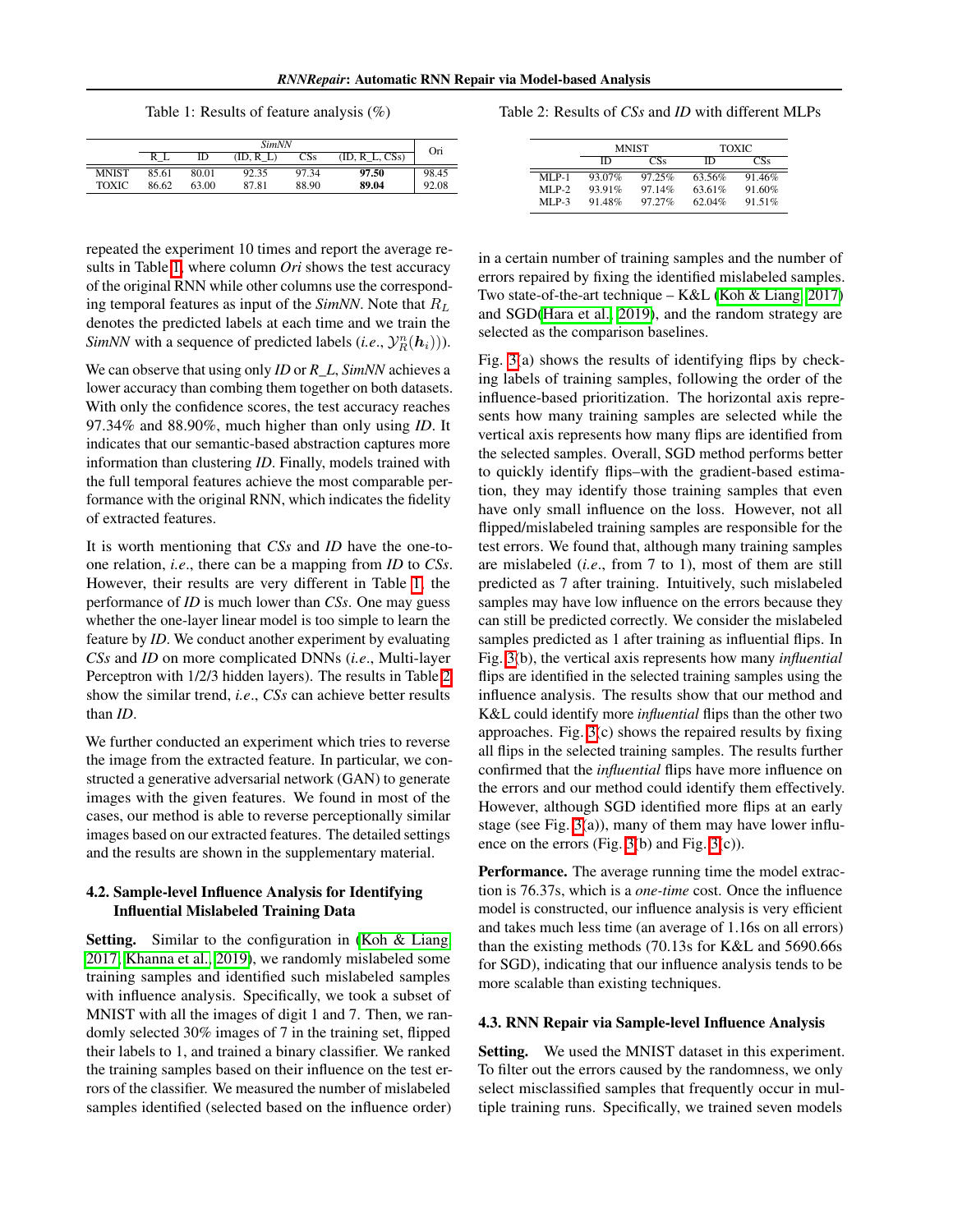Table 1: Results of feature analysis (%)

| | *SimNN* | | | | | Ori |
|---|---|---|---|---|---|---|
| | R_L | ID | (ID, R_L) | CSs | (ID, R_L, CSs) | |
| MNIST | 85.61 | 80.01 | 92.35 | 97.34 | **97.50** | 98.45 |
| TOXIC | 86.62 | 63.00 | 87.81 | 88.90 | **89.04** | 92.08 |

Table 2: Results of *CSs* and *ID* with different MLPs

| | MNIST | | TOXIC | |
|---|---|---|---|---|
| | ID | CSs | ID | CSs |
| MLP-1 | 93.07% | 97.25% | 63.56% | 91.46% |
| MLP-2 | 93.91% | 97.14% | 63.61% | 91.60% |
| MLP-3 | 91.48% | 97.27% | 62.04% | 91.51% |

repeated the experiment 10 times and report the average results in Table 1, where column *Ori* shows the test accuracy of the original RNN while other columns use the corresponding temporal features as input of the *SimNN*. Note that $R_L$ denotes the predicted labels at each time and we train the *SimNN* with a sequence of predicted labels (*i.e.*, $\mathcal{Y}_R^n(\boldsymbol{h}_i)$).

We can observe that using only *ID* or *R_L*, *SimNN* achieves a lower accuracy than combing them together on both datasets. With only the confidence scores, the test accuracy reaches 97.34% and 88.90%, much higher than only using *ID*. It indicates that our semantic-based abstraction captures more information than clustering *ID*. Finally, models trained with the full temporal features achieve the most comparable performance with the original RNN, which indicates the fidelity of extracted features.

It is worth mentioning that *CSs* and *ID* have the one-to-one relation, *i.e.*, there can be a mapping from *ID* to *CSs*. However, their results are very different in Table 1, the performance of *ID* is much lower than *CSs*. One may guess whether the one-layer linear model is too simple to learn the feature by *ID*. We conduct another experiment by evaluating *CSs* and *ID* on more complicated DNNs (*i.e.*, Multi-layer Perceptron with 1/2/3 hidden layers). The results in Table 2 show the similar trend, *i.e.*, *CSs* can achieve better results than *ID*.

We further conducted an experiment which tries to reverse the image from the extracted feature. In particular, we constructed a generative adversarial network (GAN) to generate images with the given features. We found in most of the cases, our method is able to reverse perceptionally similar images based on our extracted features. The detailed settings and the results are shown in the supplementary material.

### 4.2. Sample-level Influence Analysis for Identifying Influential Mislabeled Training Data

**Setting.** Similar to the configuration in (Koh & Liang, 2017; Khanna et al., 2019), we randomly mislabeled some training samples and identified such mislabeled samples with influence analysis. Specifically, we took a subset of MNIST with all the images of digit 1 and 7. Then, we randomly selected 30% images of 7 in the training set, flipped their labels to 1, and trained a binary classifier. We ranked the training samples based on their influence on the test errors of the classifier. We measured the number of mislabeled samples identified (selected based on the influence order) in a certain number of training samples and the number of errors repaired by fixing the identified mislabeled samples. Two state-of-the-art technique – K&L (Koh & Liang, 2017) and SGD(Hara et al., 2019), and the random strategy are selected as the comparison baselines.

Fig. 3(a) shows the results of identifying flips by checking labels of training samples, following the order of the influence-based prioritization. The horizontal axis represents how many training samples are selected while the vertical axis represents how many flips are identified from the selected samples. Overall, SGD method performs better to quickly identify flips–with the gradient-based estimation, they may identify those training samples that even have only small influence on the loss. However, not all flipped/mislabeled training samples are responsible for the test errors. We found that, although many training samples are mislabeled (*i.e.*, from 7 to 1), most of them are still predicted as 7 after training. Intuitively, such mislabeled samples may have low influence on the errors because they can still be predicted correctly. We consider the mislabeled samples predicted as 1 after training as influential flips. In Fig. 3(b), the vertical axis represents how many *influential* flips are identified in the selected training samples using the influence analysis. The results show that our method and K&L could identify more *influential* flips than the other two approaches. Fig. 3(c) shows the repaired results by fixing all flips in the selected training samples. The results further confirmed that the *influential* flips have more influence on the errors and our method could identify them effectively. However, although SGD identified more flips at an early stage (see Fig. 3(a)), many of them may have lower influence on the errors (Fig. 3(b) and Fig. 3(c)).

**Performance.** The average running time the model extraction is 76.37s, which is a *one-time* cost. Once the influence model is constructed, our influence analysis is very efficient and takes much less time (an average of 1.16s on all errors) than the existing methods (70.13s for K&L and 5690.66s for SGD), indicating that our influence analysis tends to be more scalable than existing techniques.

### 4.3. RNN Repair via Sample-level Influence Analysis

**Setting.** We used the MNIST dataset in this experiment. To filter out the errors caused by the randomness, we only select misclassified samples that frequently occur in multiple training runs. Specifically, we trained seven models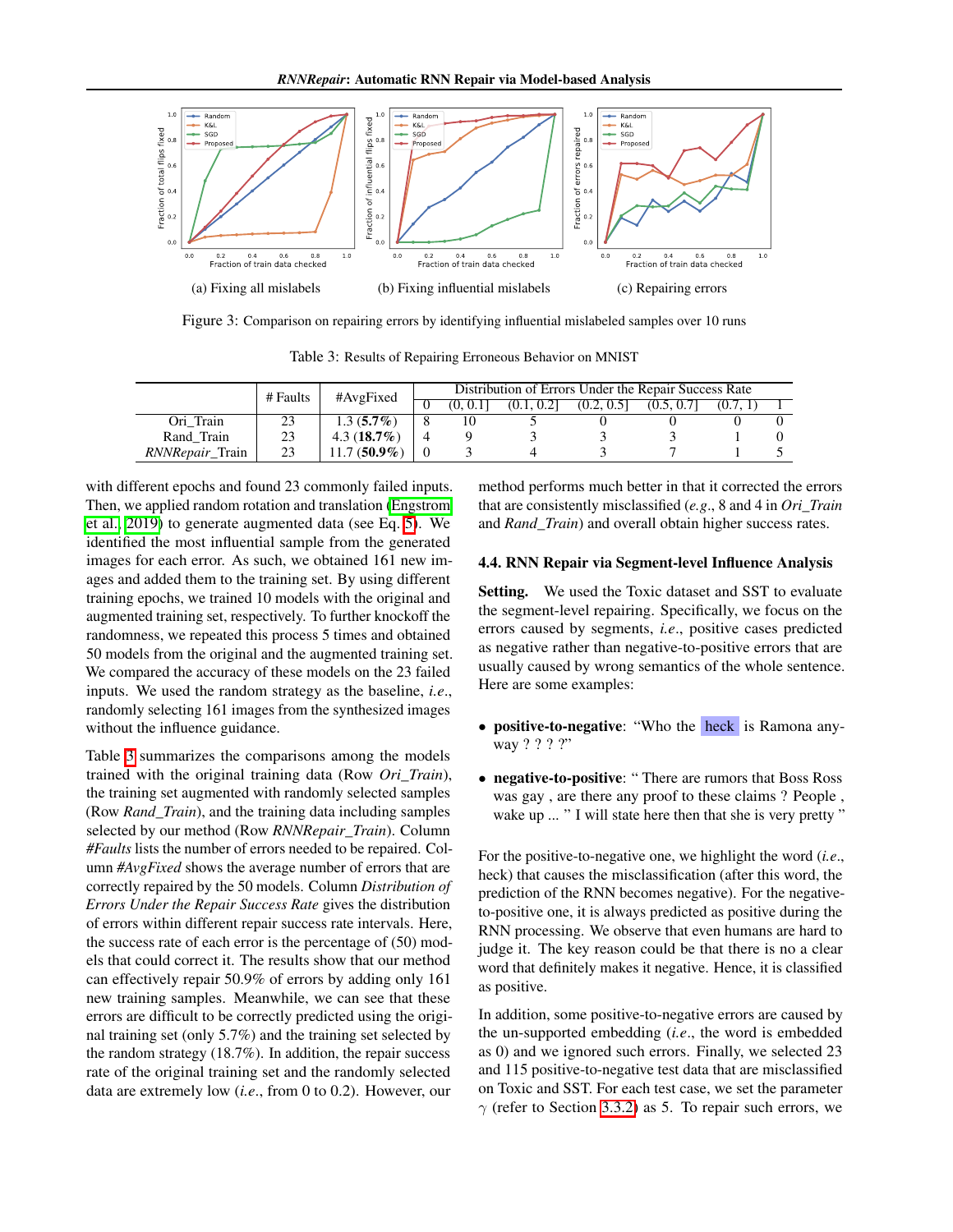(a) Fixing all mislabels (b) Fixing influential mislabels (c) Repairing errors

Figure 3: Comparison on repairing errors by identifying influential mislabeled samples over 10 runs

Table 3: Results of Repairing Erroneous Behavior on MNIST

| | # Faults | #AvgFixed | Distribution of Errors Under the Repair Success Rate | | | | | | |
|---|---|---|---|---|---|---|---|---|---|
| | | | 0 | (0, 0.1] | (0.1, 0.2] | (0.2, 0.5] | (0.5, 0.7] | (0.7, 1) | 1 |
| Ori_Train | 23 | 1.3 (**5.7%**) | 8 | 10 | 5 | 0 | 0 | 0 | 0 |
| Rand_Train | 23 | 4.3 (**18.7%**) | 4 | 9 | 3 | 3 | 3 | 1 | 0 |
| *RNNRepair*_Train | 23 | 11.7 (**50.9%**) | 0 | 3 | 4 | 3 | 7 | 1 | 5 |

with different epochs and found 23 commonly failed inputs. Then, we applied random rotation and translation (Engstrom et al., 2019) to generate augmented data (see Eq. 5). We identified the most influential sample from the generated images for each error. As such, we obtained 161 new images and added them to the training set. By using different training epochs, we trained 10 models with the original and augmented training set, respectively. To further knockoff the randomness, we repeated this process 5 times and obtained 50 models from the original and the augmented training set. We compared the accuracy of these models on the 23 failed inputs. We used the random strategy as the baseline, *i.e*., randomly selecting 161 images from the synthesized images without the influence guidance.

Table 3 summarizes the comparisons among the models trained with the original training data (Row *Ori_Train*), the training set augmented with randomly selected samples (Row *Rand_Train*), and the training data including samples selected by our method (Row *RNNRepair_Train*). Column *#Faults* lists the number of errors needed to be repaired. Column *#AvgFixed* shows the average number of errors that are correctly repaired by the 50 models. Column *Distribution of Errors Under the Repair Success Rate* gives the distribution of errors within different repair success rate intervals. Here, the success rate of each error is the percentage of (50) models that could correct it. The results show that our method can effectively repair 50.9% of errors by adding only 161 new training samples. Meanwhile, we can see that these errors are difficult to be correctly predicted using the original training set (only 5.7%) and the training set selected by the random strategy (18.7%). In addition, the repair success rate of the original training set and the randomly selected data are extremely low (*i.e*., from 0 to 0.2). However, our method performs much better in that it corrected the errors that are consistently misclassified (*e.g*., 8 and 4 in *Ori_Train* and *Rand_Train*) and overall obtain higher success rates.

### 4.4. RNN Repair via Segment-level Influence Analysis

**Setting.** We used the Toxic dataset and SST to evaluate the segment-level repairing. Specifically, we focus on the errors caused by segments, *i.e*., positive cases predicted as negative rather than negative-to-positive errors that are usually caused by wrong semantics of the whole sentence. Here are some examples:

- **positive-to-negative**: "Who the heck is Ramona anyway ? ? ? ?"
- **negative-to-positive**: " There are rumors that Boss Ross was gay , are there any proof to these claims ? People , wake up ... " I will state here then that she is very pretty "

For the positive-to-negative one, we highlight the word (*i.e*., heck) that causes the misclassification (after this word, the prediction of the RNN becomes negative). For the negative-to-positive one, it is always predicted as positive during the RNN processing. We observe that even humans are hard to judge it. The key reason could be that there is no a clear word that definitely makes it negative. Hence, it is classified as positive.

In addition, some positive-to-negative errors are caused by the un-supported embedding (*i.e*., the word is embedded as 0) and we ignored such errors. Finally, we selected 23 and 115 positive-to-negative test data that are misclassified on Toxic and SST. For each test case, we set the parameter $\gamma$ (refer to Section 3.3.2) as 5. To repair such errors, we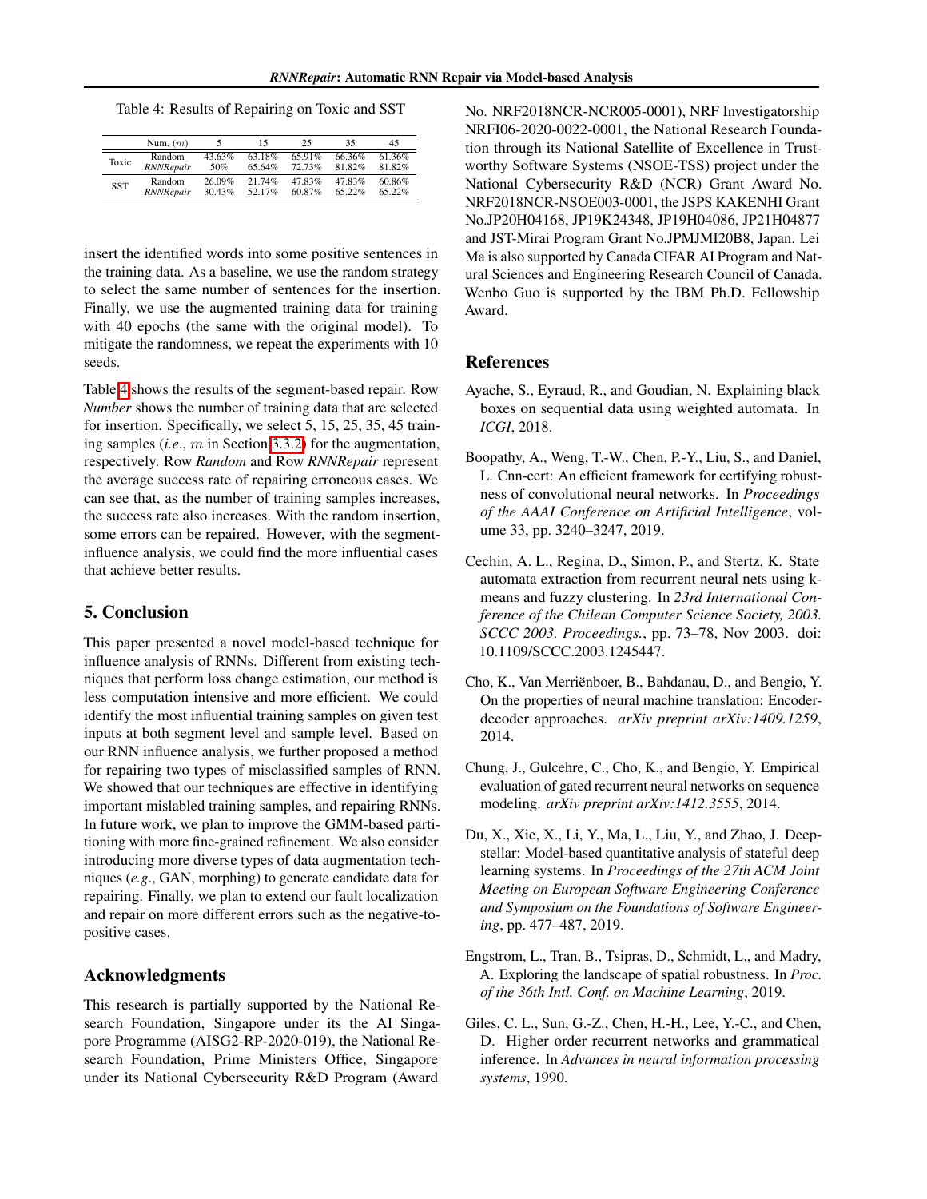Table 4: Results of Repairing on Toxic and SST

| | Num. ($m$) | 5 | 15 | 25 | 35 | 45 |
|---|---|---|---|---|---|---|
| Toxic | Random | 43.63% | 63.18% | 65.91% | 66.36% | 61.36% |
| | *RNNRepair* | 50% | 65.64% | 72.73% | 81.82% | 81.82% |
| SST | Random | 26.09% | 21.74% | 47.83% | 47.83% | 60.86% |
| | *RNNRepair* | 30.43% | 52.17% | 60.87% | 65.22% | 65.22% |

insert the identified words into some positive sentences in the training data. As a baseline, we use the random strategy to select the same number of sentences for the insertion. Finally, we use the augmented training data for training with 40 epochs (the same with the original model). To mitigate the randomness, we repeat the experiments with 10 seeds.

Table 4 shows the results of the segment-based repair. Row *Number* shows the number of training data that are selected for insertion. Specifically, we select 5, 15, 25, 35, 45 training samples (*i.e*., $m$ in Section 3.3.2) for the augmentation, respectively. Row *Random* and Row *RNNRepair* represent the average success rate of repairing erroneous cases. We can see that, as the number of training samples increases, the success rate also increases. With the random insertion, some errors can be repaired. However, with the segment-influence analysis, we could find the more influential cases that achieve better results.

## 5. Conclusion

This paper presented a novel model-based technique for influence analysis of RNNs. Different from existing techniques that perform loss change estimation, our method is less computation intensive and more efficient. We could identify the most influential training samples on given test inputs at both segment level and sample level. Based on our RNN influence analysis, we further proposed a method for repairing two types of misclassified samples of RNN. We showed that our techniques are effective in identifying important mislabled training samples, and repairing RNNs. In future work, we plan to improve the GMM-based partitioning with more fine-grained refinement. We also consider introducing more diverse types of data augmentation techniques (*e.g*., GAN, morphing) to generate candidate data for repairing. Finally, we plan to extend our fault localization and repair on more different errors such as the negative-to-positive cases.

## Acknowledgments

This research is partially supported by the National Research Foundation, Singapore under its the AI Singapore Programme (AISG2-RP-2020-019), the National Research Foundation, Prime Ministers Office, Singapore under its National Cybersecurity R&D Program (Award No. NRF2018NCR-NCR005-0001), NRF Investigatorship NRFI06-2020-0022-0001, the National Research Foundation through its National Satellite of Excellence in Trustworthy Software Systems (NSOE-TSS) project under the National Cybersecurity R&D (NCR) Grant Award No. NRF2018NCR-NSOE003-0001, the JSPS KAKENHI Grant No.JP20H04168, JP19K24348, JP19H04086, JP21H04877 and JST-Mirai Program Grant No.JPMJMI20B8, Japan. Lei Ma is also supported by Canada CIFAR AI Program and Natural Sciences and Engineering Research Council of Canada. Wenbo Guo is supported by the IBM Ph.D. Fellowship Award.

## References

Ayache, S., Eyraud, R., and Goudian, N. Explaining black boxes on sequential data using weighted automata. In *ICGI*, 2018.

Boopathy, A., Weng, T.-W., Chen, P.-Y., Liu, S., and Daniel, L. Cnn-cert: An efficient framework for certifying robustness of convolutional neural networks. In *Proceedings of the AAAI Conference on Artificial Intelligence*, volume 33, pp. 3240–3247, 2019.

Cechin, A. L., Regina, D., Simon, P., and Stertz, K. State automata extraction from recurrent neural nets using k-means and fuzzy clustering. In *23rd International Conference of the Chilean Computer Science Society, 2003. SCCC 2003. Proceedings.*, pp. 73–78, Nov 2003. doi: 10.1109/SCCC.2003.1245447.

Cho, K., Van Merriënboer, B., Bahdanau, D., and Bengio, Y. On the properties of neural machine translation: Encoder-decoder approaches. *arXiv preprint arXiv:1409.1259*, 2014.

Chung, J., Gulcehre, C., Cho, K., and Bengio, Y. Empirical evaluation of gated recurrent neural networks on sequence modeling. *arXiv preprint arXiv:1412.3555*, 2014.

Du, X., Xie, X., Li, Y., Ma, L., Liu, Y., and Zhao, J. Deepstellar: Model-based quantitative analysis of stateful deep learning systems. In *Proceedings of the 27th ACM Joint Meeting on European Software Engineering Conference and Symposium on the Foundations of Software Engineering*, pp. 477–487, 2019.

Engstrom, L., Tran, B., Tsipras, D., Schmidt, L., and Madry, A. Exploring the landscape of spatial robustness. In *Proc. of the 36th Intl. Conf. on Machine Learning*, 2019.

Giles, C. L., Sun, G.-Z., Chen, H.-H., Lee, Y.-C., and Chen, D. Higher order recurrent networks and grammatical inference. In *Advances in neural information processing systems*, 1990.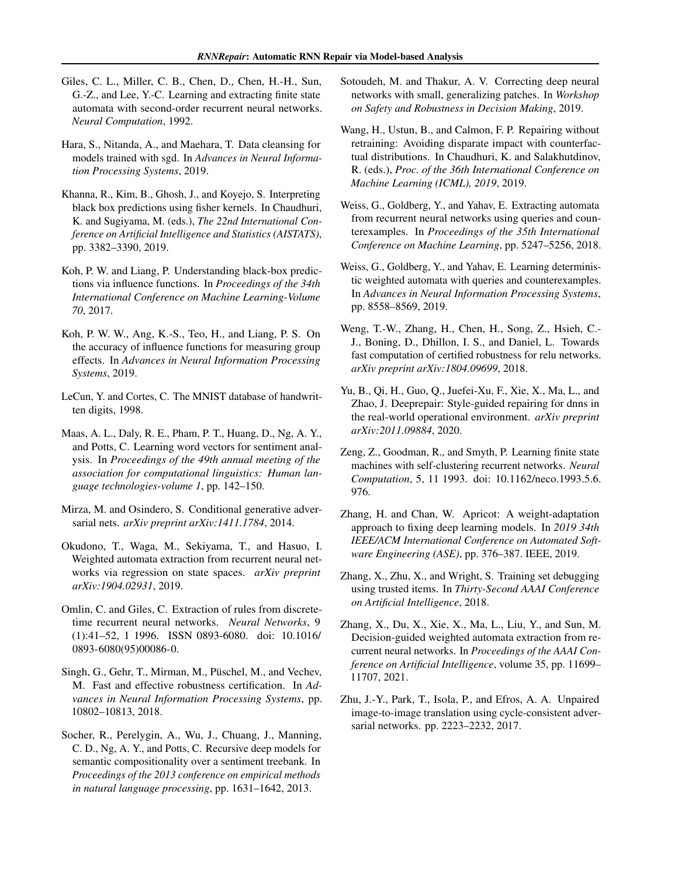Giles, C. L., Miller, C. B., Chen, D., Chen, H.-H., Sun, G.-Z., and Lee, Y.-C. Learning and extracting finite state automata with second-order recurrent neural networks. *Neural Computation*, 1992.

Hara, S., Nitanda, A., and Maehara, T. Data cleansing for models trained with sgd. In *Advances in Neural Information Processing Systems*, 2019.

Khanna, R., Kim, B., Ghosh, J., and Koyejo, S. Interpreting black box predictions using fisher kernels. In Chaudhuri, K. and Sugiyama, M. (eds.), *The 22nd International Conference on Artificial Intelligence and Statistics (AISTATS)*, pp. 3382–3390, 2019.

Koh, P. W. and Liang, P. Understanding black-box predictions via influence functions. In *Proceedings of the 34th International Conference on Machine Learning-Volume 70*, 2017.

Koh, P. W. W., Ang, K.-S., Teo, H., and Liang, P. S. On the accuracy of influence functions for measuring group effects. In *Advances in Neural Information Processing Systems*, 2019.

LeCun, Y. and Cortes, C. The MNIST database of handwritten digits, 1998.

Maas, A. L., Daly, R. E., Pham, P. T., Huang, D., Ng, A. Y., and Potts, C. Learning word vectors for sentiment analysis. In *Proceedings of the 49th annual meeting of the association for computational linguistics: Human language technologies-volume 1*, pp. 142–150.

Mirza, M. and Osindero, S. Conditional generative adversarial nets. *arXiv preprint arXiv:1411.1784*, 2014.

Okudono, T., Waga, M., Sekiyama, T., and Hasuo, I. Weighted automata extraction from recurrent neural networks via regression on state spaces. *arXiv preprint arXiv:1904.02931*, 2019.

Omlin, C. and Giles, C. Extraction of rules from discrete-time recurrent neural networks. *Neural Networks*, 9 (1):41–52, 1 1996. ISSN 0893-6080. doi: 10.1016/0893-6080(95)00086-0.

Singh, G., Gehr, T., Mirman, M., Püschel, M., and Vechev, M. Fast and effective robustness certification. In *Advances in Neural Information Processing Systems*, pp. 10802–10813, 2018.

Socher, R., Perelygin, A., Wu, J., Chuang, J., Manning, C. D., Ng, A. Y., and Potts, C. Recursive deep models for semantic compositionality over a sentiment treebank. In *Proceedings of the 2013 conference on empirical methods in natural language processing*, pp. 1631–1642, 2013.

Sotoudeh, M. and Thakur, A. V. Correcting deep neural networks with small, generalizing patches. In *Workshop on Safety and Robustness in Decision Making*, 2019.

Wang, H., Ustun, B., and Calmon, F. P. Repairing without retraining: Avoiding disparate impact with counterfactual distributions. In Chaudhuri, K. and Salakhutdinov, R. (eds.), *Proc. of the 36th International Conference on Machine Learning (ICML), 2019*, 2019.

Weiss, G., Goldberg, Y., and Yahav, E. Extracting automata from recurrent neural networks using queries and counterexamples. In *Proceedings of the 35th International Conference on Machine Learning*, pp. 5247–5256, 2018.

Weiss, G., Goldberg, Y., and Yahav, E. Learning deterministic weighted automata with queries and counterexamples. In *Advances in Neural Information Processing Systems*, pp. 8558–8569, 2019.

Weng, T.-W., Zhang, H., Chen, H., Song, Z., Hsieh, C.-J., Boning, D., Dhillon, I. S., and Daniel, L. Towards fast computation of certified robustness for relu networks. *arXiv preprint arXiv:1804.09699*, 2018.

Yu, B., Qi, H., Guo, Q., Juefei-Xu, F., Xie, X., Ma, L., and Zhao, J. Deeprepair: Style-guided repairing for dnns in the real-world operational environment. *arXiv preprint arXiv:2011.09884*, 2020.

Zeng, Z., Goodman, R., and Smyth, P. Learning finite state machines with self-clustering recurrent networks. *Neural Computation*, 5, 11 1993. doi: 10.1162/neco.1993.5.6.976.

Zhang, H. and Chan, W. Apricot: A weight-adaptation approach to fixing deep learning models. In *2019 34th IEEE/ACM International Conference on Automated Software Engineering (ASE)*, pp. 376–387. IEEE, 2019.

Zhang, X., Zhu, X., and Wright, S. Training set debugging using trusted items. In *Thirty-Second AAAI Conference on Artificial Intelligence*, 2018.

Zhang, X., Du, X., Xie, X., Ma, L., Liu, Y., and Sun, M. Decision-guided weighted automata extraction from recurrent neural networks. In *Proceedings of the AAAI Conference on Artificial Intelligence*, volume 35, pp. 11699–11707, 2021.

Zhu, J.-Y., Park, T., Isola, P., and Efros, A. A. Unpaired image-to-image translation using cycle-consistent adversarial networks. pp. 2223–2232, 2017.